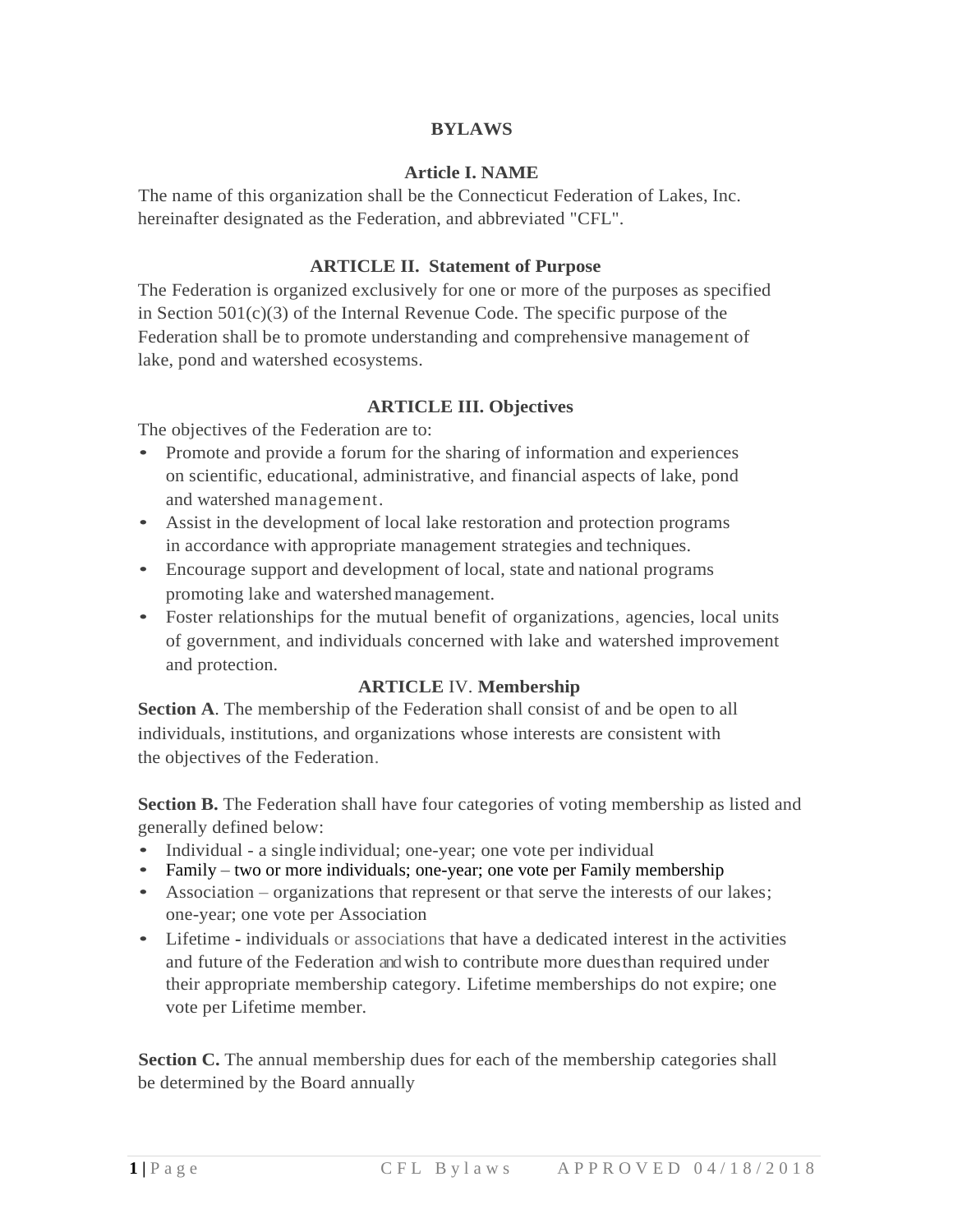# BYLAWS

## Article I. NAME

The name of this organization shall be the Connecticut Federation of Lakes, Inc. hereinafter designated as the Federation, and abbreviated "CFL".

## ARTICLE II. Statement of Purpose

The Federation is organized exclusively for one or more of the purposes as specified in Section 501(c)(3) of the Internal Revenue Code. The specific purpose of the Federation shall be to promote understanding and comprehensive management of lake, pond and watershed ecosystems.

## ARTICLE III. Objectives

The objectives of the Federation are to:

- Promote and provide a forum for the sharing of information and experiences on scientific, educational, administrative, and financial aspects of lake, pond and watershed management.
- Assist in the development of local lake restoration and protection programs in accordance with appropriate management strategies and techniques.
- Encourage support and development of local, state and national programs promoting lake and watershed management.
- Foster relationships for the mutual benefit of organizations, agencies, local units of government, and individuals concerned with lake and watershed improvement and protection.

## ARTICLE IV. Membership

**Section A**. The membership of the Federation shall consist of and be open to all individuals, institutions, and organizations whose interests are consistent with the objectives of the Federation.

**Section B.** The Federation shall have four categories of voting membership as listed and generally defined below:

- Individual - a single individual; one-year; one vote per individual
- Family – two or more individuals; one-year; one vote per Family membership
- Association – organizations that represent or that serve the interests of our lakes; one-year; one vote per Association
- Lifetime - individuals or associations that have a dedicated interest in the activities and future of the Federation and wish to contribute more dues than required under their appropriate membership category. Lifetime memberships do not expire; one vote per Lifetime member.

**Section C.** The annual membership dues for each of the membership categories shall be determined by the Board annually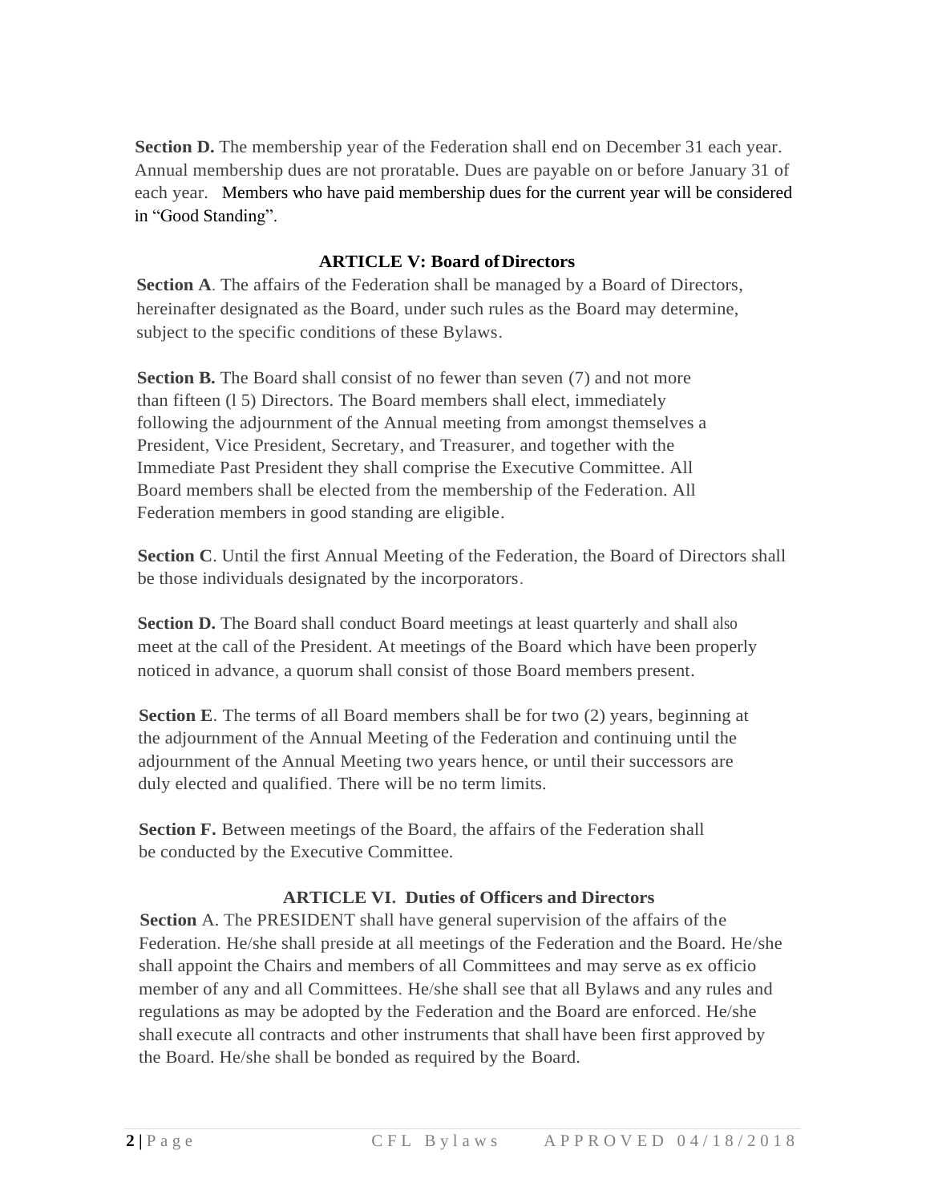**Section D.** The membership year of the Federation shall end on December 31 each year. Annual membership dues are not proratable. Dues are payable on or before January 31 of each year. Members who have paid membership dues for the current year will be considered in "Good Standing".

## ARTICLE V: Board of Directors

**Section A**. The affairs of the Federation shall be managed by a Board of Directors, hereinafter designated as the Board, under such rules as the Board may determine, subject to the specific conditions of these Bylaws.

**Section B.** The Board shall consist of no fewer than seven (7) and not more than fifteen (l 5) Directors. The Board members shall elect, immediately following the adjournment of the Annual meeting from amongst themselves a President, Vice President, Secretary, and Treasurer, and together with the Immediate Past President they shall comprise the Executive Committee. All Board members shall be elected from the membership of the Federation. All Federation members in good standing are eligible.

**Section C**. Until the first Annual Meeting of the Federation, the Board of Directors shall be those individuals designated by the incorporators.

**Section D.** The Board shall conduct Board meetings at least quarterly and shall also meet at the call of the President. At meetings of the Board which have been properly noticed in advance, a quorum shall consist of those Board members present.

**Section E**. The terms of all Board members shall be for two (2) years, beginning at the adjournment of the Annual Meeting of the Federation and continuing until the adjournment of the Annual Meeting two years hence, or until their successors are duly elected and qualified. There will be no term limits.

**Section F.** Between meetings of the Board, the affairs of the Federation shall be conducted by the Executive Committee.

## ARTICLE VI. Duties of Officers and Directors

**Section** A. The PRESIDENT shall have general supervision of the affairs of the Federation. He/she shall preside at all meetings of the Federation and the Board. He/she shall appoint the Chairs and members of all Committees and may serve as ex officio member of any and all Committees. He/she shall see that all Bylaws and any rules and regulations as may be adopted by the Federation and the Board are enforced. He/she shall execute all contracts and other instruments that shall have been first approved by the Board. He/she shall be bonded as required by the Board.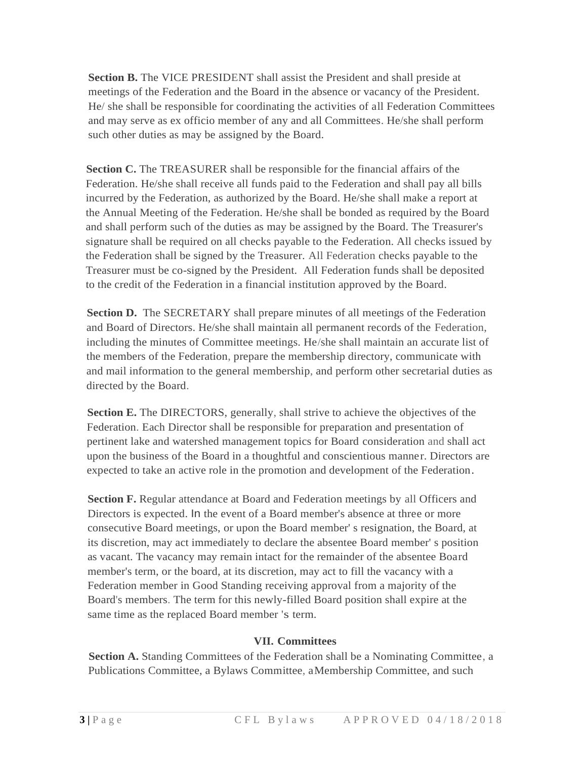**Section B.** The VICE PRESIDENT shall assist the President and shall preside at meetings of the Federation and the Board in the absence or vacancy of the President. He/ she shall be responsible for coordinating the activities of all Federation Committees and may serve as ex officio member of any and all Committees. He/she shall perform such other duties as may be assigned by the Board.

**Section C.** The TREASURER shall be responsible for the financial affairs of the Federation. He/she shall receive all funds paid to the Federation and shall pay all bills incurred by the Federation, as authorized by the Board. He/she shall make a report at the Annual Meeting of the Federation. He/she shall be bonded as required by the Board and shall perform such of the duties as may be assigned by the Board. The Treasurer's signature shall be required on all checks payable to the Federation. All checks issued by the Federation shall be signed by the Treasurer. All Federation checks payable to the Treasurer must be co-signed by the President. All Federation funds shall be deposited to the credit of the Federation in a financial institution approved by the Board.

**Section D.** The SECRETARY shall prepare minutes of all meetings of the Federation and Board of Directors. He/she shall maintain all permanent records of the Federation, including the minutes of Committee meetings. He/she shall maintain an accurate list of the members of the Federation, prepare the membership directory, communicate with and mail information to the general membership, and perform other secretarial duties as directed by the Board.

**Section E.** The DIRECTORS, generally, shall strive to achieve the objectives of the Federation. Each Director shall be responsible for preparation and presentation of pertinent lake and watershed management topics for Board consideration and shall act upon the business of the Board in a thoughtful and conscientious manner. Directors are expected to take an active role in the promotion and development of the Federation.

**Section F.** Regular attendance at Board and Federation meetings by all Officers and Directors is expected. In the event of a Board member's absence at three or more consecutive Board meetings, or upon the Board member' s resignation, the Board, at its discretion, may act immediately to declare the absentee Board member' s position as vacant. The vacancy may remain intact for the remainder of the absentee Board member's term, or the board, at its discretion, may act to fill the vacancy with a Federation member in Good Standing receiving approval from a majority of the Board's members. The term for this newly-filled Board position shall expire at the same time as the replaced Board member 's term.

## VII. Committees

**Section A.** Standing Committees of the Federation shall be a Nominating Committee, a Publications Committee, a Bylaws Committee, aMembership Committee, and such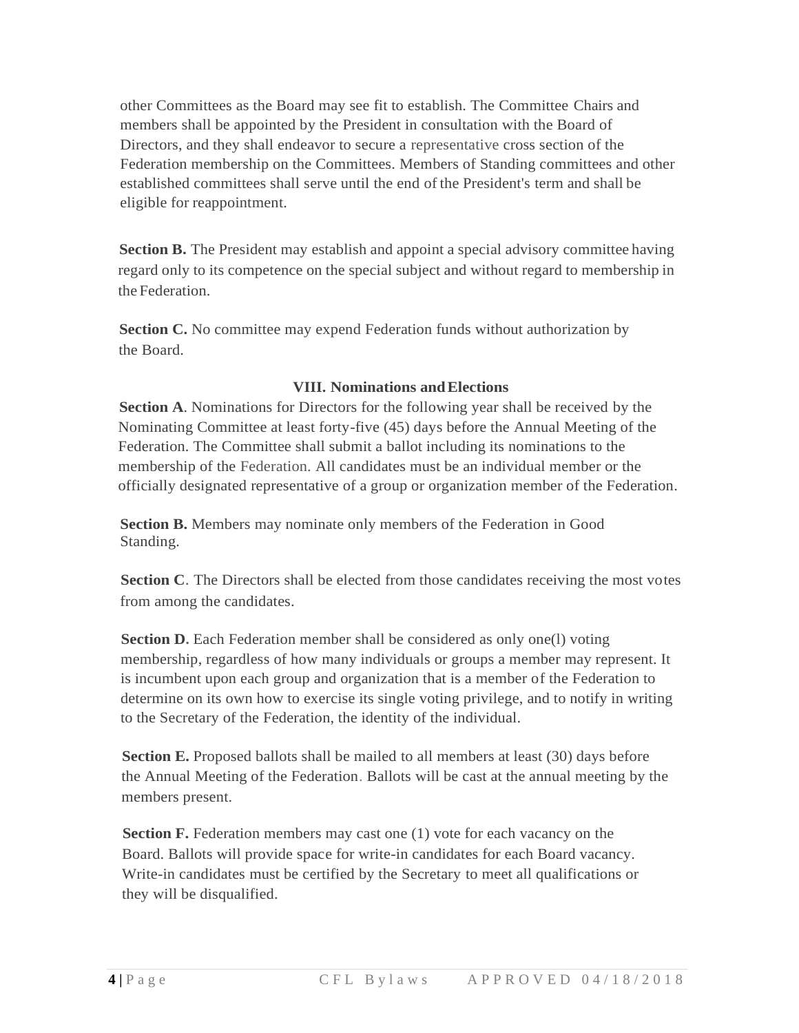other Committees as the Board may see fit to establish. The Committee Chairs and members shall be appointed by the President in consultation with the Board of Directors, and they shall endeavor to secure a representative cross section of the Federation membership on the Committees. Members of Standing committees and other established committees shall serve until the end of the President's term and shall be eligible for reappointment.

**Section B.** The President may establish and appoint a special advisory committee having regard only to its competence on the special subject and without regard to membership in the Federation.

**Section C.** No committee may expend Federation funds without authorization by the Board.

## VIII. Nominations and Elections

**Section A**. Nominations for Directors for the following year shall be received by the Nominating Committee at least forty-five (45) days before the Annual Meeting of the Federation. The Committee shall submit a ballot including its nominations to the membership of the Federation. All candidates must be an individual member or the officially designated representative of a group or organization member of the Federation.

**Section B.** Members may nominate only members of the Federation in Good Standing.

**Section C**. The Directors shall be elected from those candidates receiving the most votes from among the candidates.

**Section D**. Each Federation member shall be considered as only one(l) voting membership, regardless of how many individuals or groups a member may represent. It is incumbent upon each group and organization that is a member of the Federation to determine on its own how to exercise its single voting privilege, and to notify in writing to the Secretary of the Federation, the identity of the individual.

**Section E.** Proposed ballots shall be mailed to all members at least (30) days before the Annual Meeting of the Federation. Ballots will be cast at the annual meeting by the members present.

**Section F.** Federation members may cast one (1) vote for each vacancy on the Board. Ballots will provide space for write-in candidates for each Board vacancy. Write-in candidates must be certified by the Secretary to meet all qualifications or they will be disqualified.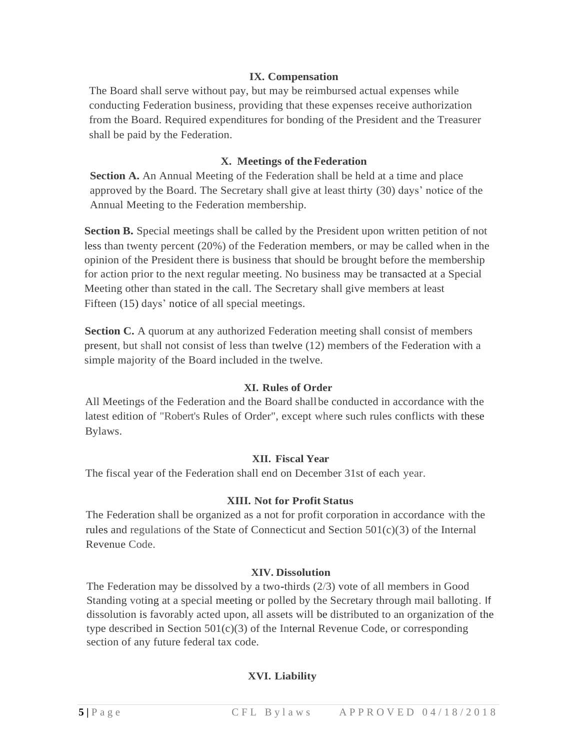### IX. Compensation

The Board shall serve without pay, but may be reimbursed actual expenses while conducting Federation business, providing that these expenses receive authorization from the Board. Required expenditures for bonding of the President and the Treasurer shall be paid by the Federation.

### X. Meetings of the Federation

**Section A.** An Annual Meeting of the Federation shall be held at a time and place approved by the Board. The Secretary shall give at least thirty (30) days' notice of the Annual Meeting to the Federation membership.

**Section B.** Special meetings shall be called by the President upon written petition of not less than twenty percent (20%) of the Federation members, or may be called when in the opinion of the President there is business that should be brought before the membership for action prior to the next regular meeting. No business may be transacted at a Special Meeting other than stated in the call. The Secretary shall give members at least Fifteen (15) days' notice of all special meetings.

**Section C.** A quorum at any authorized Federation meeting shall consist of members present, but shall not consist of less than twelve (12) members of the Federation with a simple majority of the Board included in the twelve.

### XI. Rules of Order

All Meetings of the Federation and the Board shall be conducted in accordance with the latest edition of "Robert's Rules of Order", except where such rules conflicts with these Bylaws.

### XII. Fiscal Year

The fiscal year of the Federation shall end on December 31st of each year.

### XIII. Not for Profit Status

The Federation shall be organized as a not for profit corporation in accordance with the rules and regulations of the State of Connecticut and Section 501(c)(3) of the Internal Revenue Code.

### XIV. Dissolution

The Federation may be dissolved by a two-thirds (2/3) vote of all members in Good Standing voting at a special meeting or polled by the Secretary through mail balloting. If dissolution is favorably acted upon, all assets will be distributed to an organization of the type described in Section 501(c)(3) of the Internal Revenue Code, or corresponding section of any future federal tax code.

### XVI. Liability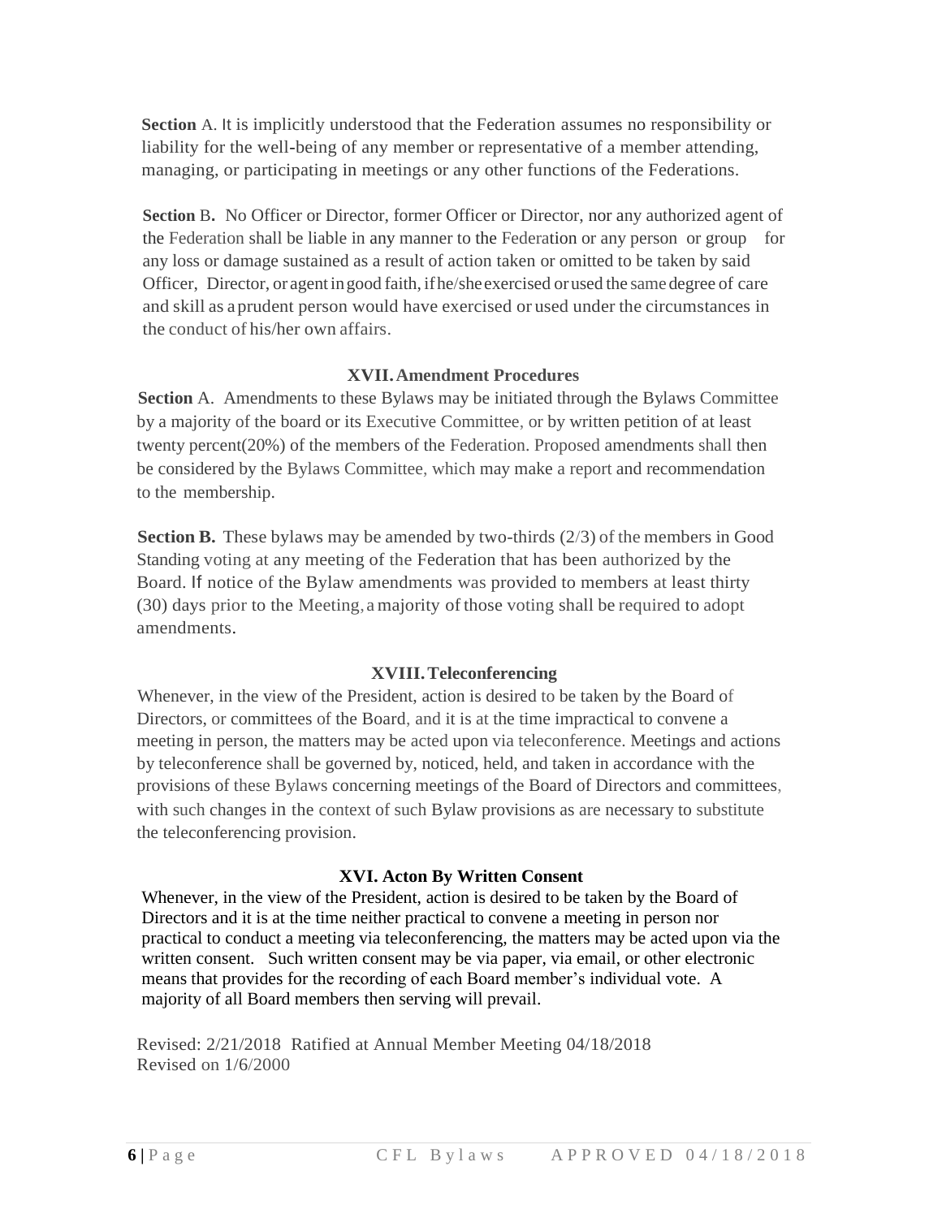**Section** A. It is implicitly understood that the Federation assumes no responsibility or liability for the well-being of any member or representative of a member attending, managing, or participating in meetings or any other functions of the Federations.

**Section** B**.** No Officer or Director, former Officer or Director, nor any authorized agent of the Federation shall be liable in any manner to the Federation or any person or group for any loss or damage sustained as a result of action taken or omitted to be taken by said Officer, Director, or agent in good faith, if he/she exercised or used the same degree of care and skill as a prudent person would have exercised or used under the circumstances in the conduct of his/her own affairs.

## XVII. Amendment Procedures

**Section** A. Amendments to these Bylaws may be initiated through the Bylaws Committee by a majority of the board or its Executive Committee, or by written petition of at least twenty percent(20%) of the members of the Federation. Proposed amendments shall then be considered by the Bylaws Committee, which may make a report and recommendation to the membership.

**Section B.** These bylaws may be amended by two-thirds (2/3) of the members in Good Standing voting at any meeting of the Federation that has been authorized by the Board. If notice of the Bylaw amendments was provided to members at least thirty (30) days prior to the Meeting, a majority of those voting shall be required to adopt amendments.

## XVIII. Teleconferencing

Whenever, in the view of the President, action is desired to be taken by the Board of Directors, or committees of the Board, and it is at the time impractical to convene a meeting in person, the matters may be acted upon via teleconference. Meetings and actions by teleconference shall be governed by, noticed, held, and taken in accordance with the provisions of these Bylaws concerning meetings of the Board of Directors and committees, with such changes in the context of such Bylaw provisions as are necessary to substitute the teleconferencing provision.

## XVI. Acton By Written Consent

Whenever, in the view of the President, action is desired to be taken by the Board of Directors and it is at the time neither practical to convene a meeting in person nor practical to conduct a meeting via teleconferencing, the matters may be acted upon via the written consent. Such written consent may be via paper, via email, or other electronic means that provides for the recording of each Board member's individual vote. A majority of all Board members then serving will prevail.

Revised: 2/21/2018 Ratified at Annual Member Meeting 04/18/2018
Revised on 1/6/2000